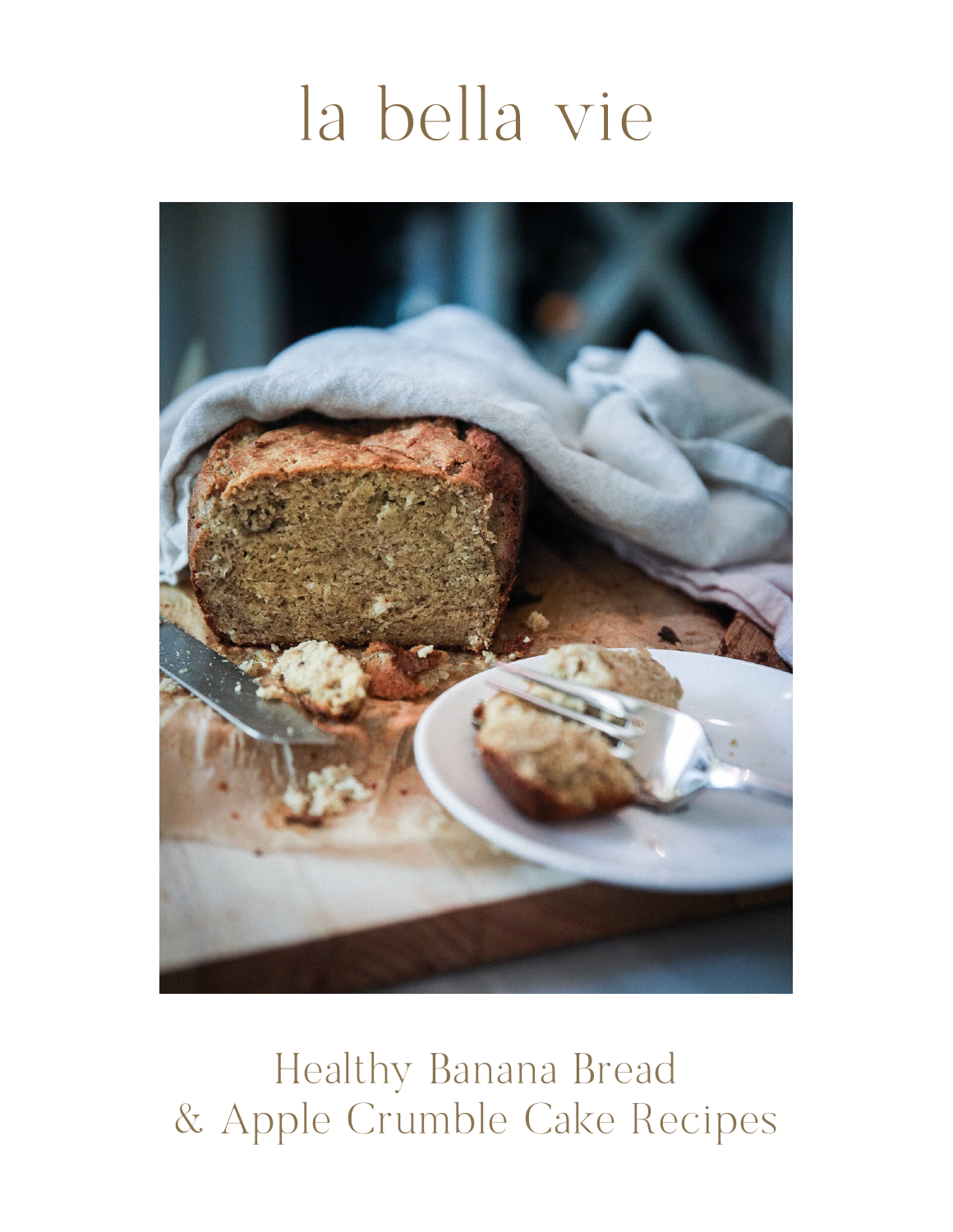# la bella vie

## Healthy Banana Bread & Apple Crumble Cake Recipes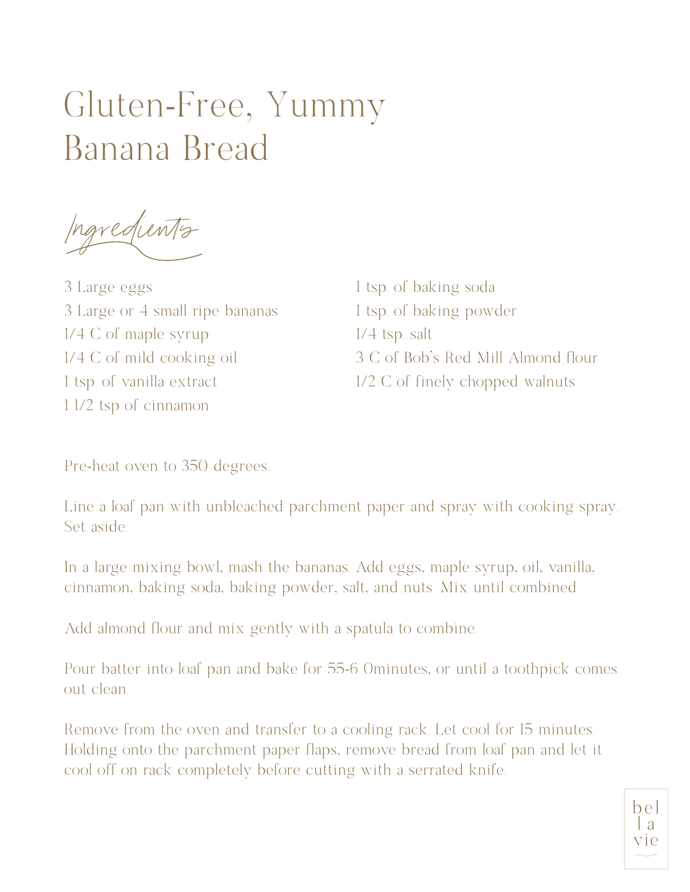# Gluten-Free, Yummy Banana Bread

## Ingredients

- 3 Large eggs
- 3 Large or 4 small ripe bananas
- 1/4 C of maple syrup
- 1/4 C of mild cooking oil
- 1 tsp. of vanilla extract
- 1 1/2 tsp of cinnamon
- 1 tsp. of baking soda
- 1 tsp. of baking powder
- 1/4 tsp. salt
- 3 C of Bob's Red Mill Almond flour
- 1/2 C of finely chopped walnuts

Pre-heat oven to 350 degrees.

Line a loaf pan with unbleached parchment paper and spray with cooking spray. Set aside.

In a large mixing bowl, mash the bananas. Add eggs, maple syrup, oil, vanilla, cinnamon, baking soda, baking powder, salt, and nuts. Mix until combined.

Add almond flour and mix gently with a spatula to combine.

Pour batter into loaf pan and bake for 55-6 0minutes, or until a toothpick comes out clean.

Remove from the oven and transfer to a cooling rack. Let cool for 15 minutes. Holding onto the parchment paper flaps, remove bread from loaf pan and let it cool off on rack completely before cutting with a serrated knife.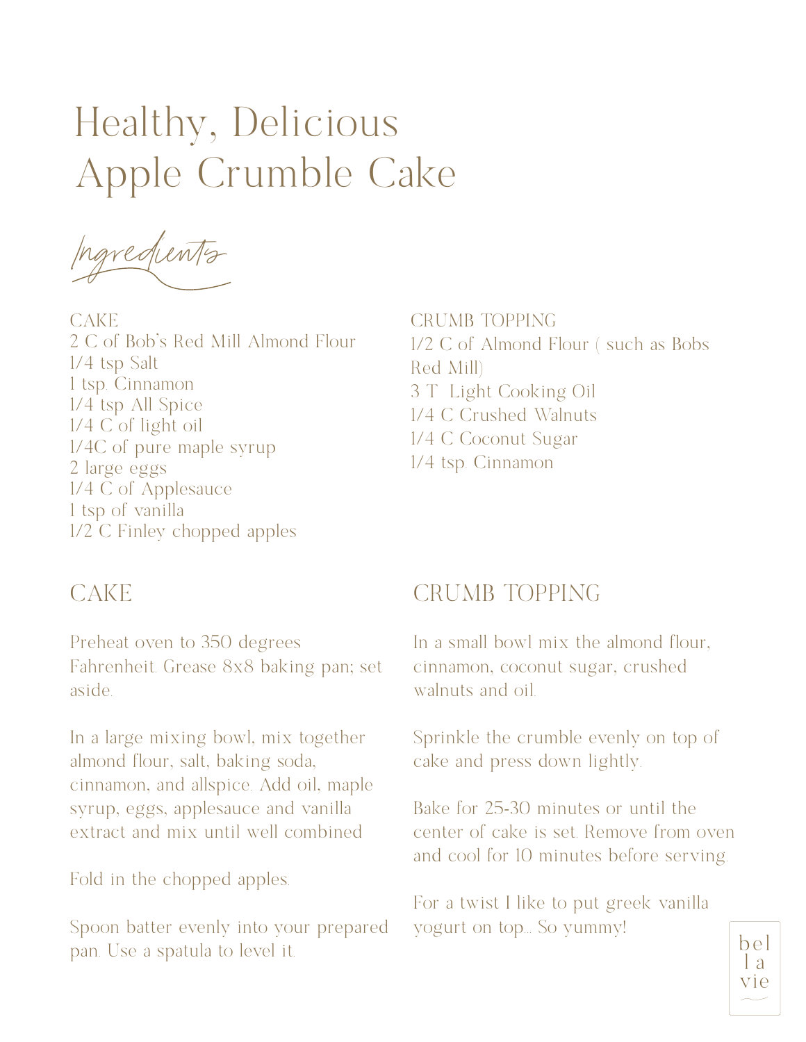# Healthy, Delicious Apple Crumble Cake

## Ingredients

CAKE

2 C of Bob's Red Mill Almond Flour
1/4 tsp Salt
1 tsp. Cinnamon
1/4 tsp All Spice
1/4 C of light oil
1/4C of pure maple syrup
2 large eggs
1/4 C of Applesauce
1 tsp of vanilla
1/2 C Finley chopped apples

CRUMB TOPPING

1/2 C of Almond Flour ( such as Bobs Red Mill)
3 T Light Cooking Oil
1/4 C Crushed Walnuts
1/4 C Coconut Sugar
1/4 tsp. Cinnamon

## CAKE

Preheat oven to 350 degrees Fahrenheit. Grease 8x8 baking pan; set aside.

In a large mixing bowl, mix together almond flour, salt, baking soda, cinnamon, and allspice. Add oil, maple syrup, eggs, applesauce and vanilla extract and mix until well combined

Fold in the chopped apples.

Spoon batter evenly into your prepared pan. Use a spatula to level it.

## CRUMB TOPPING

In a small bowl mix the almond flour, cinnamon, coconut sugar, crushed walnuts and oil.

Sprinkle the crumble evenly on top of cake and press down lightly.

Bake for 25-30 minutes or until the center of cake is set. Remove from oven and cool for 10 minutes before serving.

For a twist I like to put greek vanilla yogurt on top... So yummy!

bel la vie